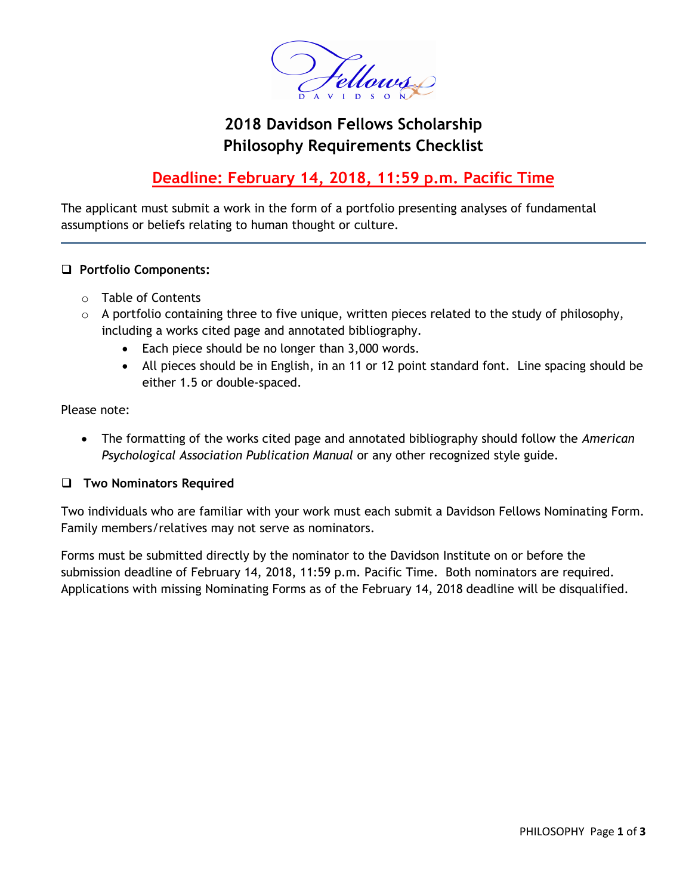# 2018 Davidson Fellows Scholarship
# Philosophy Requirements Checklist

## Deadline: February 14, 2018, 11:59 p.m. Pacific Time

The applicant must submit a work in the form of a portfolio presenting analyses of fundamental assumptions or beliefs relating to human thought or culture.

---

- [ ] **Portfolio Components:**
  - Table of Contents
  - A portfolio containing three to five unique, written pieces related to the study of philosophy, including a works cited page and annotated bibliography.
    - Each piece should be no longer than 3,000 words.
    - All pieces should be in English, in an 11 or 12 point standard font. Line spacing should be either 1.5 or double-spaced.

Please note:

- The formatting of the works cited page and annotated bibliography should follow the *American Psychological Association Publication Manual* or any other recognized style guide.

- [ ] **Two Nominators Required**

Two individuals who are familiar with your work must each submit a Davidson Fellows Nominating Form. Family members/relatives may not serve as nominators.

Forms must be submitted directly by the nominator to the Davidson Institute on or before the submission deadline of February 14, 2018, 11:59 p.m. Pacific Time. Both nominators are required. Applications with missing Nominating Forms as of the February 14, 2018 deadline will be disqualified.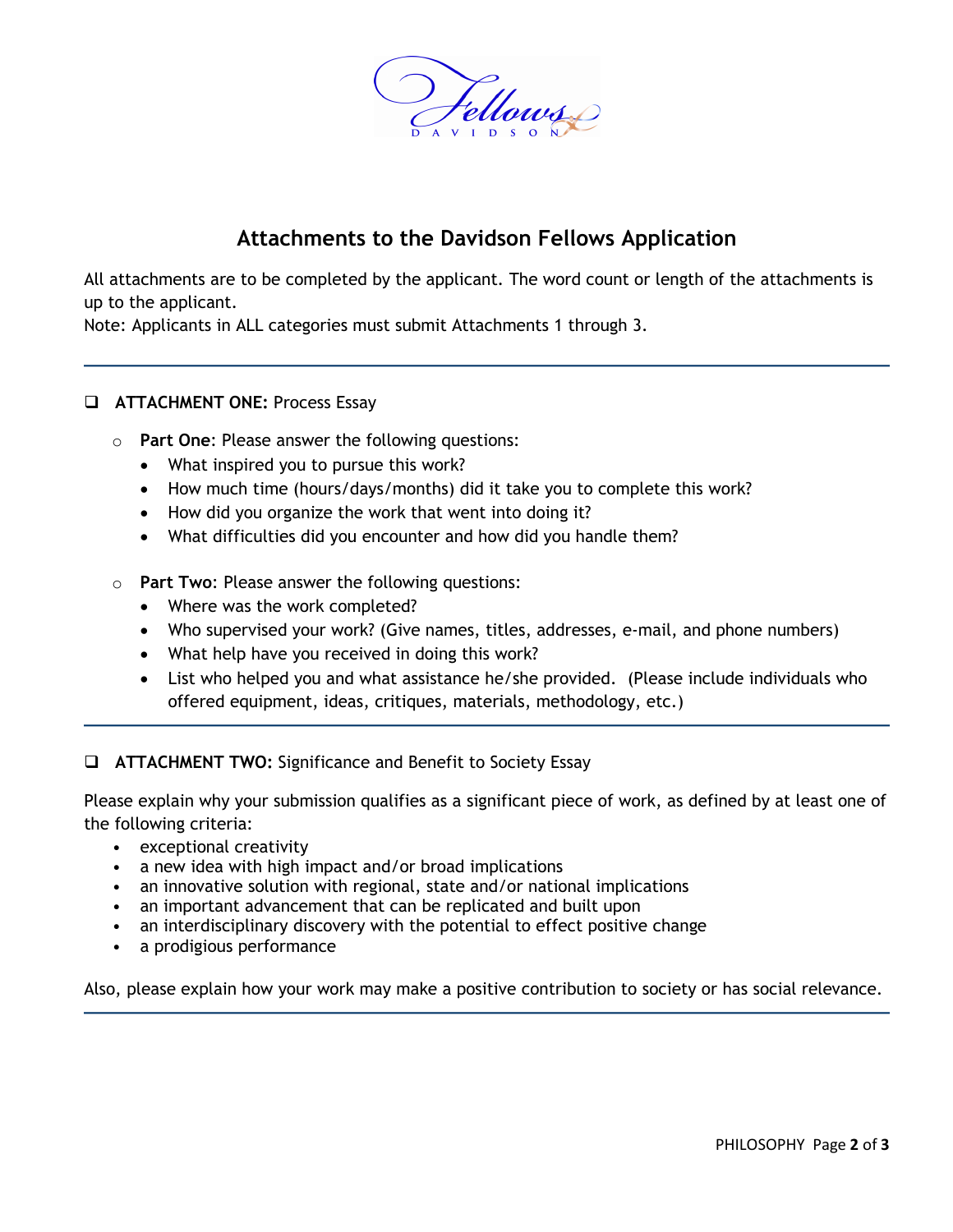# Attachments to the Davidson Fellows Application

All attachments are to be completed by the applicant. The word count or length of the attachments is up to the applicant.
Note: Applicants in ALL categories must submit Attachments 1 through 3.

---

- ❑ **ATTACHMENT ONE:** Process Essay

  - **Part One**: Please answer the following questions:
    - What inspired you to pursue this work?
    - How much time (hours/days/months) did it take you to complete this work?
    - How did you organize the work that went into doing it?
    - What difficulties did you encounter and how did you handle them?

  - **Part Two**: Please answer the following questions:
    - Where was the work completed?
    - Who supervised your work? (Give names, titles, addresses, e-mail, and phone numbers)
    - What help have you received in doing this work?
    - List who helped you and what assistance he/she provided. (Please include individuals who offered equipment, ideas, critiques, materials, methodology, etc.)

---

- ❑ **ATTACHMENT TWO:** Significance and Benefit to Society Essay

Please explain why your submission qualifies as a significant piece of work, as defined by at least one of the following criteria:

- exceptional creativity
- a new idea with high impact and/or broad implications
- an innovative solution with regional, state and/or national implications
- an important advancement that can be replicated and built upon
- an interdisciplinary discovery with the potential to effect positive change
- a prodigious performance

Also, please explain how your work may make a positive contribution to society or has social relevance.

---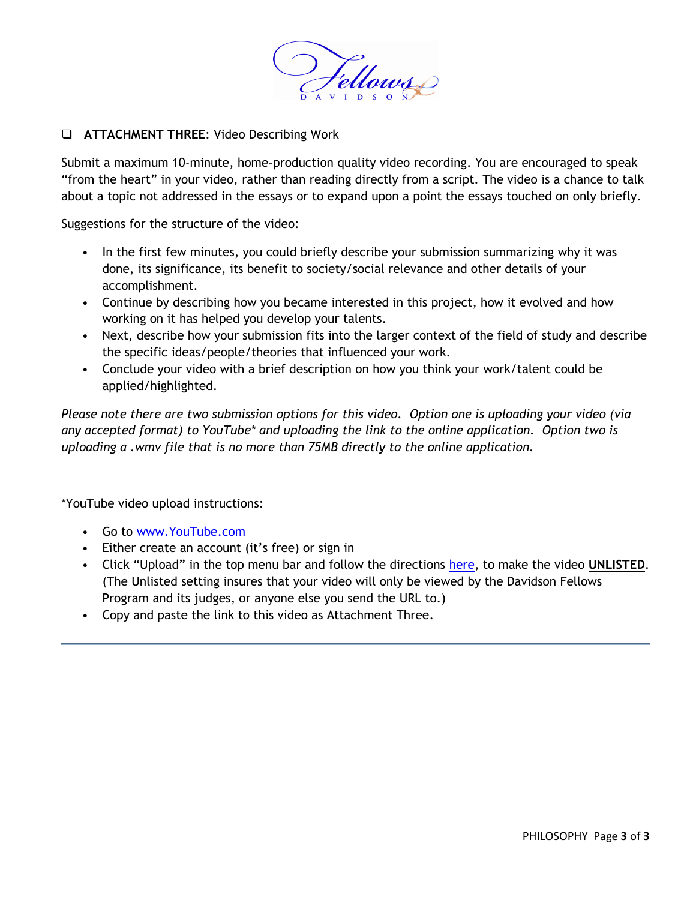❑ **ATTACHMENT THREE**: Video Describing Work

Submit a maximum 10-minute, home-production quality video recording. You are encouraged to speak "from the heart" in your video, rather than reading directly from a script. The video is a chance to talk about a topic not addressed in the essays or to expand upon a point the essays touched on only briefly.

Suggestions for the structure of the video:

- In the first few minutes, you could briefly describe your submission summarizing why it was done, its significance, its benefit to society/social relevance and other details of your accomplishment.
- Continue by describing how you became interested in this project, how it evolved and how working on it has helped you develop your talents.
- Next, describe how your submission fits into the larger context of the field of study and describe the specific ideas/people/theories that influenced your work.
- Conclude your video with a brief description on how you think your work/talent could be applied/highlighted.

*Please note there are two submission options for this video. Option one is uploading your video (via any accepted format) to YouTube* and uploading the link to the online application. Option two is uploading a .wmv file that is no more than 75MB directly to the online application.*

*YouTube video upload instructions:

- Go to [www.YouTube.com](www.YouTube.com)
- Either create an account (it's free) or sign in
- Click "Upload" in the top menu bar and follow the directions here, to make the video **UNLISTED**. (The Unlisted setting insures that your video will only be viewed by the Davidson Fellows Program and its judges, or anyone else you send the URL to.)
- Copy and paste the link to this video as Attachment Three.